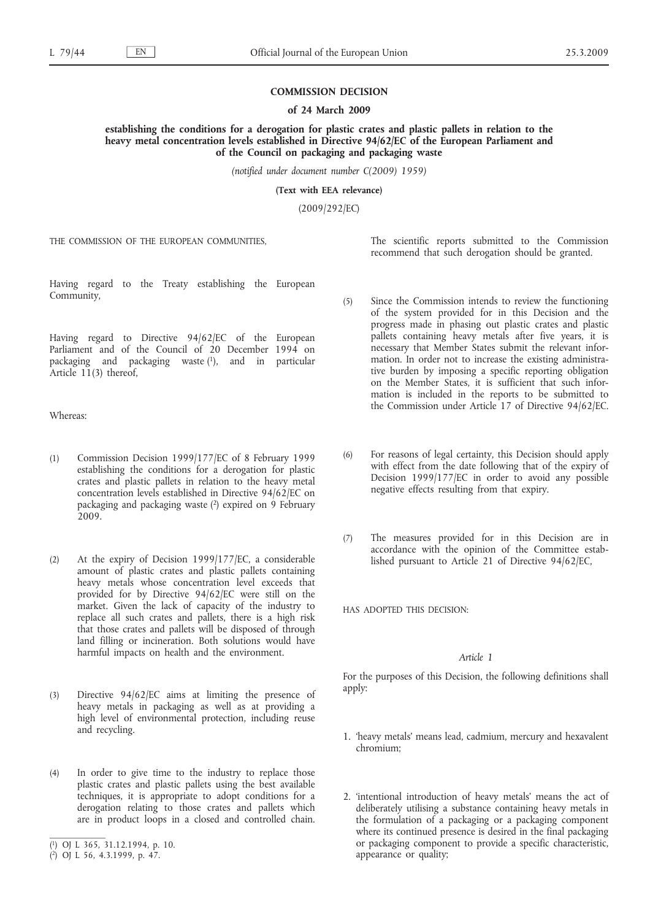**COMMISSION DECISION**

**of 24 March 2009**

**establishing the conditions for a derogation for plastic crates and plastic pallets in relation to the heavy metal concentration levels established in Directive 94/62/EC of the European Parliament and of the Council on packaging and packaging waste**

*(notified under document number C(2009) 1959)*

**(Text with EEA relevance)**

(2009/292/EC)

THE COMMISSION OF THE EUROPEAN COMMUNITIES,

Having regard to the Treaty establishing the European Community,

Having regard to Directive 94/62/EC of the European Parliament and of the Council of 20 December 1994 on packaging and packaging waste [1], and in particular Article 11(3) thereof,

Whereas:

(1) Commission Decision 1999/177/EC of 8 February 1999 establishing the conditions for a derogation for plastic crates and plastic pallets in relation to the heavy metal concentration levels established in Directive 94/62/EC on packaging and packaging waste [2] expired on 9 February 2009.

(2) At the expiry of Decision 1999/177/EC, a considerable amount of plastic crates and plastic pallets containing heavy metals whose concentration level exceeds that provided for by Directive 94/62/EC were still on the market. Given the lack of capacity of the industry to replace all such crates and pallets, there is a high risk that those crates and pallets will be disposed of through land filling or incineration. Both solutions would have harmful impacts on health and the environment.

(3) Directive 94/62/EC aims at limiting the presence of heavy metals in packaging as well as at providing a high level of environmental protection, including reuse and recycling.

(4) In order to give time to the industry to replace those plastic crates and plastic pallets using the best available techniques, it is appropriate to adopt conditions for a derogation relating to those crates and pallets which are in product loops in a closed and controlled chain. The scientific reports submitted to the Commission recommend that such derogation should be granted.

(5) Since the Commission intends to review the functioning of the system provided for in this Decision and the progress made in phasing out plastic crates and plastic pallets containing heavy metals after five years, it is necessary that Member States submit the relevant information. In order not to increase the existing administrative burden by imposing a specific reporting obligation on the Member States, it is sufficient that such information is included in the reports to be submitted to the Commission under Article 17 of Directive 94/62/EC.

(6) For reasons of legal certainty, this Decision should apply with effect from the date following that of the expiry of Decision 1999/177/EC in order to avoid any possible negative effects resulting from that expiry.

(7) The measures provided for in this Decision are in accordance with the opinion of the Committee established pursuant to Article 21 of Directive 94/62/EC,

HAS ADOPTED THIS DECISION:

*Article 1*

For the purposes of this Decision, the following definitions shall apply:

1. 'heavy metals' means lead, cadmium, mercury and hexavalent chromium;

2. 'intentional introduction of heavy metals' means the act of deliberately utilising a substance containing heavy metals in the formulation of a packaging or a packaging component where its continued presence is desired in the final packaging or packaging component to provide a specific characteristic, appearance or quality;

---

[1] OJ L 365, 31.12.1994, p. 10.

[2] OJ L 56, 4.3.1999, p. 47.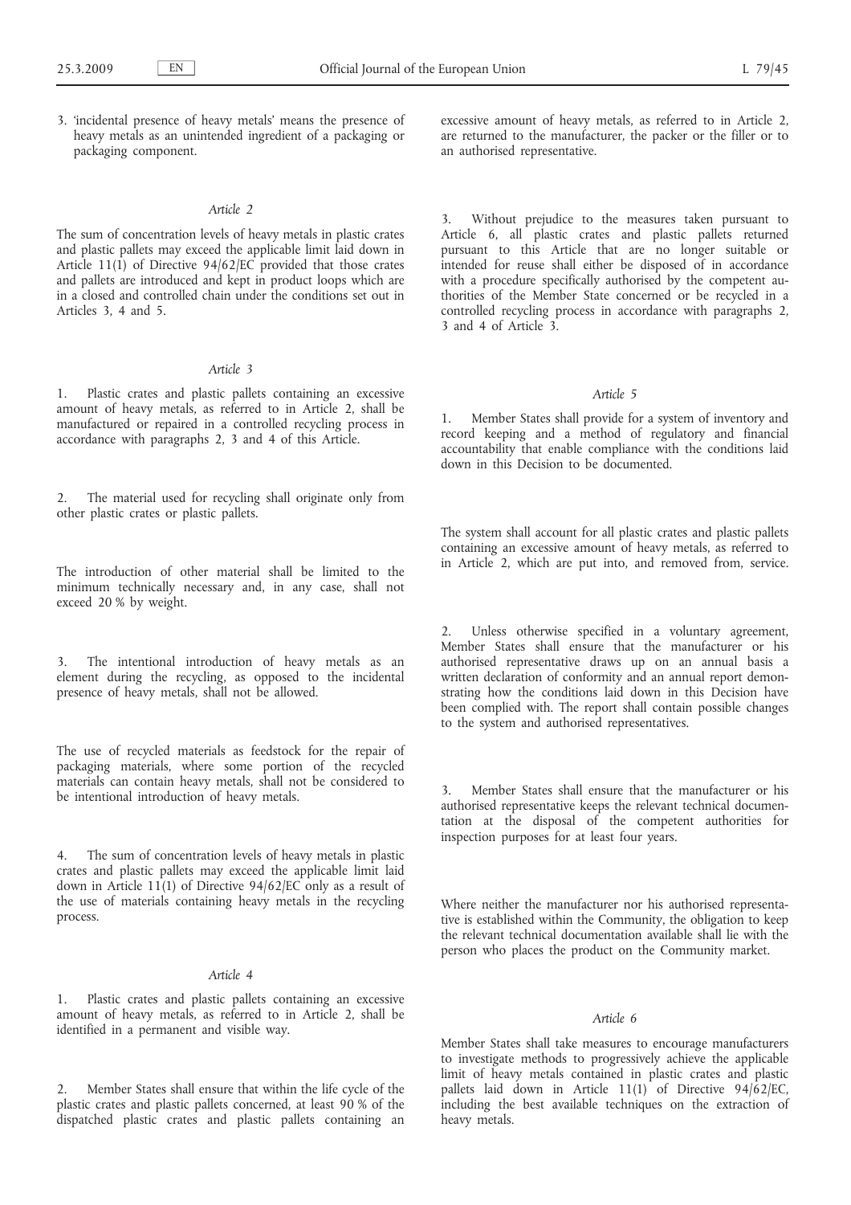3. 'incidental presence of heavy metals' means the presence of heavy metals as an unintended ingredient of a packaging or packaging component.

*Article 2*

The sum of concentration levels of heavy metals in plastic crates and plastic pallets may exceed the applicable limit laid down in Article 11(1) of Directive 94/62/EC provided that those crates and pallets are introduced and kept in product loops which are in a closed and controlled chain under the conditions set out in Articles 3, 4 and 5.

*Article 3*

1. Plastic crates and plastic pallets containing an excessive amount of heavy metals, as referred to in Article 2, shall be manufactured or repaired in a controlled recycling process in accordance with paragraphs 2, 3 and 4 of this Article.

2. The material used for recycling shall originate only from other plastic crates or plastic pallets.

The introduction of other material shall be limited to the minimum technically necessary and, in any case, shall not exceed 20 % by weight.

3. The intentional introduction of heavy metals as an element during the recycling, as opposed to the incidental presence of heavy metals, shall not be allowed.

The use of recycled materials as feedstock for the repair of packaging materials, where some portion of the recycled materials can contain heavy metals, shall not be considered to be intentional introduction of heavy metals.

4. The sum of concentration levels of heavy metals in plastic crates and plastic pallets may exceed the applicable limit laid down in Article 11(1) of Directive 94/62/EC only as a result of the use of materials containing heavy metals in the recycling process.

*Article 4*

1. Plastic crates and plastic pallets containing an excessive amount of heavy metals, as referred to in Article 2, shall be identified in a permanent and visible way.

2. Member States shall ensure that within the life cycle of the plastic crates and plastic pallets concerned, at least 90 % of the dispatched plastic crates and plastic pallets containing an excessive amount of heavy metals, as referred to in Article 2, are returned to the manufacturer, the packer or the filler or to an authorised representative.

3. Without prejudice to the measures taken pursuant to Article 6, all plastic crates and plastic pallets returned pursuant to this Article that are no longer suitable or intended for reuse shall either be disposed of in accordance with a procedure specifically authorised by the competent authorities of the Member State concerned or be recycled in a controlled recycling process in accordance with paragraphs 2, 3 and 4 of Article 3.

*Article 5*

1. Member States shall provide for a system of inventory and record keeping and a method of regulatory and financial accountability that enable compliance with the conditions laid down in this Decision to be documented.

The system shall account for all plastic crates and plastic pallets containing an excessive amount of heavy metals, as referred to in Article 2, which are put into, and removed from, service.

2. Unless otherwise specified in a voluntary agreement, Member States shall ensure that the manufacturer or his authorised representative draws up on an annual basis a written declaration of conformity and an annual report demonstrating how the conditions laid down in this Decision have been complied with. The report shall contain possible changes to the system and authorised representatives.

3. Member States shall ensure that the manufacturer or his authorised representative keeps the relevant technical documentation at the disposal of the competent authorities for inspection purposes for at least four years.

Where neither the manufacturer nor his authorised representative is established within the Community, the obligation to keep the relevant technical documentation available shall lie with the person who places the product on the Community market.

*Article 6*

Member States shall take measures to encourage manufacturers to investigate methods to progressively achieve the applicable limit of heavy metals contained in plastic crates and plastic pallets laid down in Article 11(1) of Directive 94/62/EC, including the best available techniques on the extraction of heavy metals.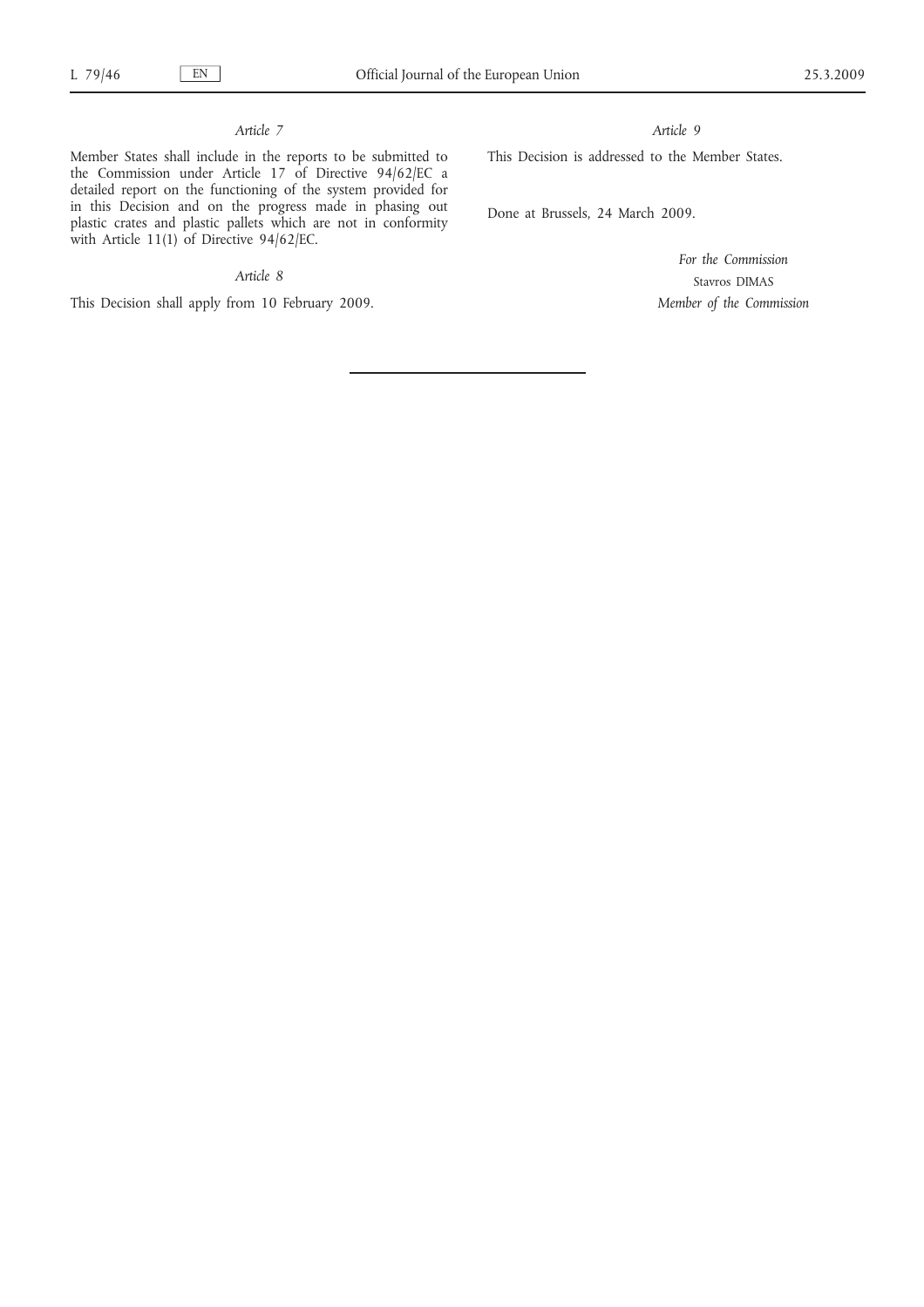*Article 7*

Member States shall include in the reports to be submitted to the Commission under Article 17 of Directive 94/62/EC a detailed report on the functioning of the system provided for in this Decision and on the progress made in phasing out plastic crates and plastic pallets which are not in conformity with Article 11(1) of Directive 94/62/EC.

*Article 8*

This Decision shall apply from 10 February 2009.

*Article 9*

This Decision is addressed to the Member States.

Done at Brussels, 24 March 2009.

*For the Commission*
Stavros DIMAS
*Member of the Commission*